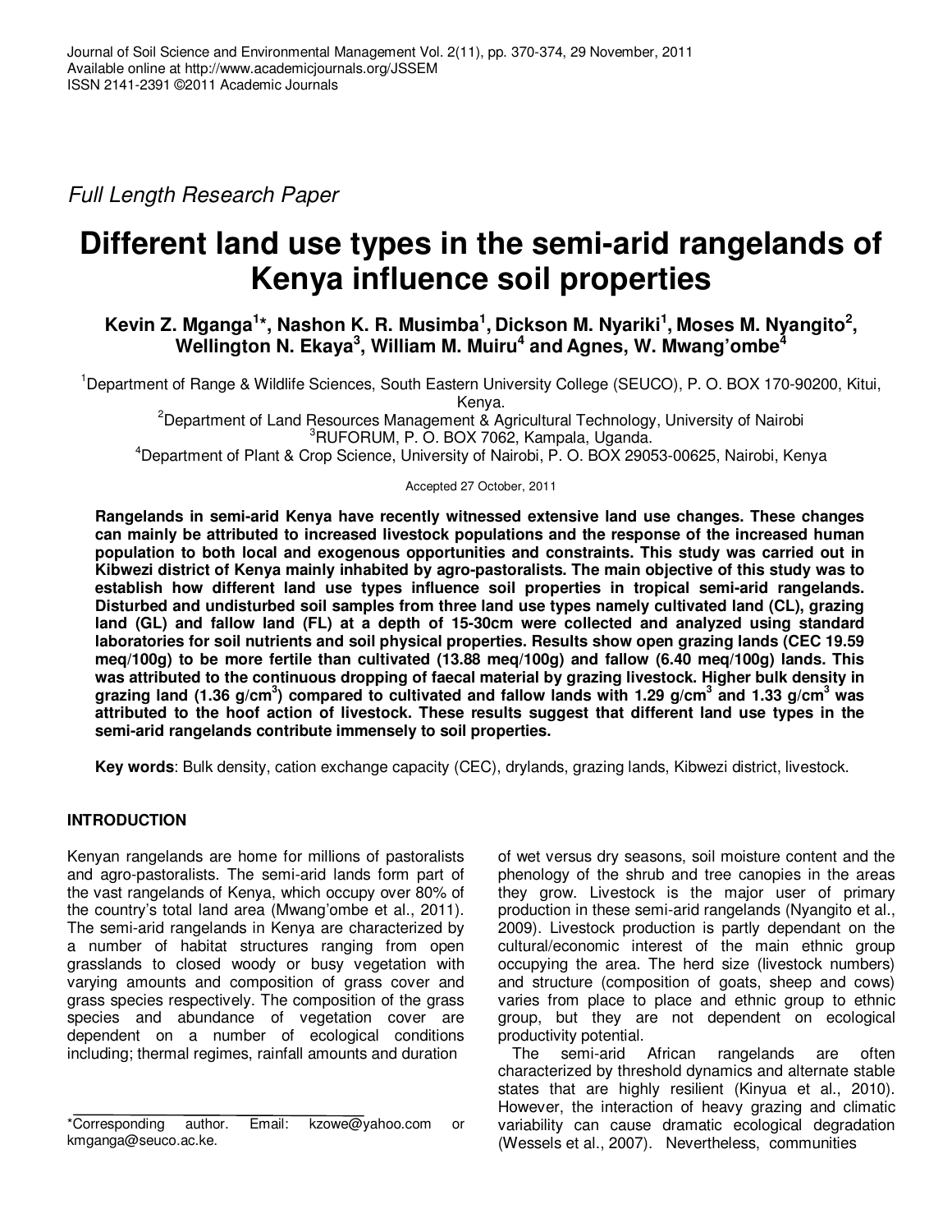Full Length Research Paper

# Different land use types in the semi-arid rangelands of Kenya influence soil properties

**Kevin Z. Mganga[1]*, Nashon K. R. Musimba[1], Dickson M. Nyariki[1], Moses M. Nyangito[2], Wellington N. Ekaya[3], William M. Muiru[4] and Agnes, W. Mwang'ombe[4]**

[1]Department of Range & Wildlife Sciences, South Eastern University College (SEUCO), P. O. BOX 170-90200, Kitui, Kenya.

[2]Department of Land Resources Management & Agricultural Technology, University of Nairobi

[3]RUFORUM, P. O. BOX 7062, Kampala, Uganda.

[4]Department of Plant & Crop Science, University of Nairobi, P. O. BOX 29053-00625, Nairobi, Kenya

Accepted 27 October, 2011

**Rangelands in semi-arid Kenya have recently witnessed extensive land use changes. These changes can mainly be attributed to increased livestock populations and the response of the increased human population to both local and exogenous opportunities and constraints. This study was carried out in Kibwezi district of Kenya mainly inhabited by agro-pastoralists. The main objective of this study was to establish how different land use types influence soil properties in tropical semi-arid rangelands. Disturbed and undisturbed soil samples from three land use types namely cultivated land (CL), grazing land (GL) and fallow land (FL) at a depth of 15-30cm were collected and analyzed using standard laboratories for soil nutrients and soil physical properties. Results show open grazing lands (CEC 19.59 meq/100g) to be more fertile than cultivated (13.88 meq/100g) and fallow (6.40 meq/100g) lands. This was attributed to the continuous dropping of faecal material by grazing livestock. Higher bulk density in grazing land (1.36 g/cm$^3$) compared to cultivated and fallow lands with 1.29 g/cm$^3$ and 1.33 g/cm$^3$ was attributed to the hoof action of livestock. These results suggest that different land use types in the semi-arid rangelands contribute immensely to soil properties.**

**Key words**: Bulk density, cation exchange capacity (CEC), drylands, grazing lands, Kibwezi district, livestock.

## INTRODUCTION

Kenyan rangelands are home for millions of pastoralists and agro-pastoralists. The semi-arid lands form part of the vast rangelands of Kenya, which occupy over 80% of the country's total land area (Mwang'ombe et al., 2011). The semi-arid rangelands in Kenya are characterized by a number of habitat structures ranging from open grasslands to closed woody or busy vegetation with varying amounts and composition of grass cover and grass species respectively. The composition of the grass species and abundance of vegetation cover are dependent on a number of ecological conditions including; thermal regimes, rainfall amounts and duration of wet versus dry seasons, soil moisture content and the phenology of the shrub and tree canopies in the areas they grow. Livestock is the major user of primary production in these semi-arid rangelands (Nyangito et al., 2009). Livestock production is partly dependant on the cultural/economic interest of the main ethnic group occupying the area. The herd size (livestock numbers) and structure (composition of goats, sheep and cows) varies from place to place and ethnic group to ethnic group, but they are not dependent on ecological productivity potential.

The semi-arid African rangelands are often characterized by threshold dynamics and alternate stable states that are highly resilient (Kinyua et al., 2010). However, the interaction of heavy grazing and climatic variability can cause dramatic ecological degradation (Wessels et al., 2007). Nevertheless, communities

*Corresponding author. Email: kzowe@yahoo.com or kmganga@seuco.ac.ke.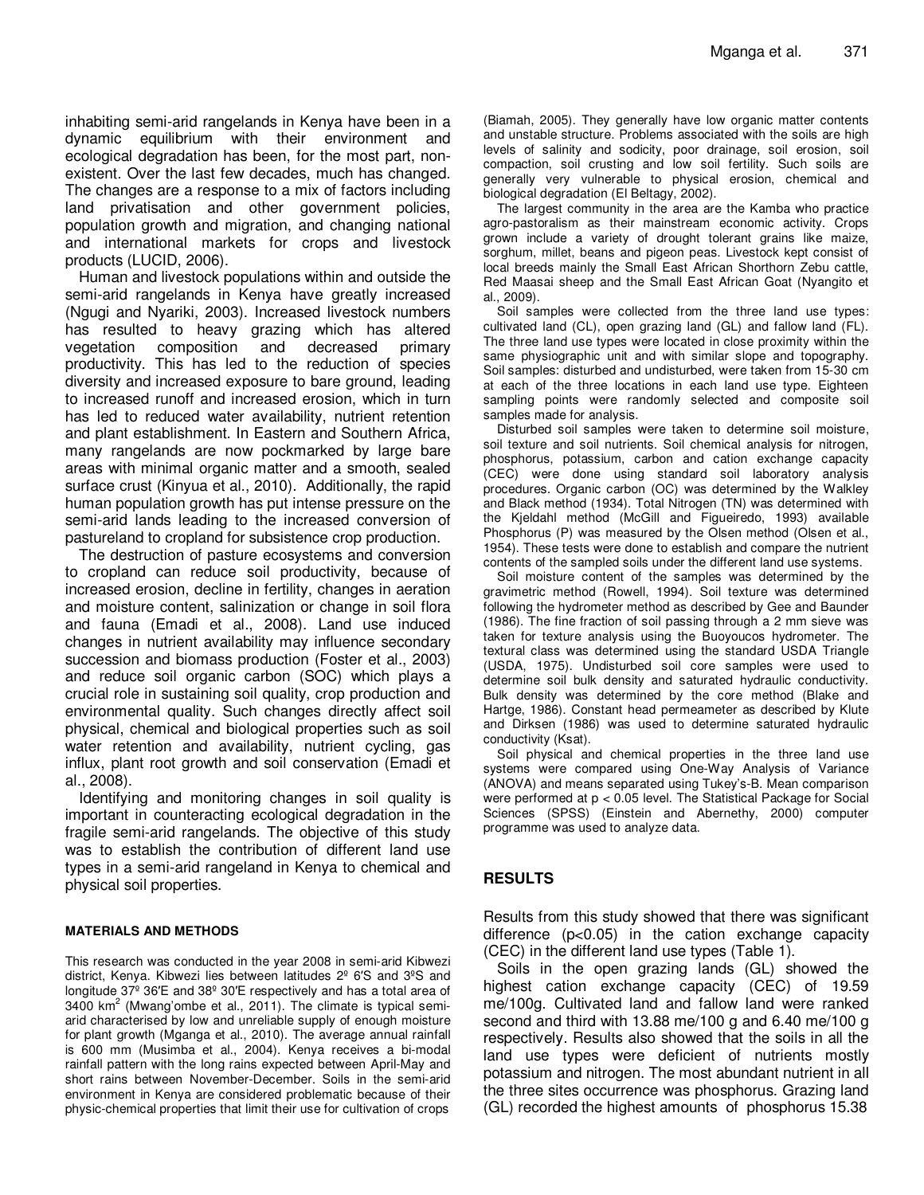inhabiting semi-arid rangelands in Kenya have been in a dynamic equilibrium with their environment and ecological degradation has been, for the most part, non-existent. Over the last few decades, much has changed. The changes are a response to a mix of factors including land privatisation and other government policies, population growth and migration, and changing national and international markets for crops and livestock products (LUCID, 2006).

Human and livestock populations within and outside the semi-arid rangelands in Kenya have greatly increased (Ngugi and Nyariki, 2003). Increased livestock numbers has resulted to heavy grazing which has altered vegetation composition and decreased primary productivity. This has led to the reduction of species diversity and increased exposure to bare ground, leading to increased runoff and increased erosion, which in turn has led to reduced water availability, nutrient retention and plant establishment. In Eastern and Southern Africa, many rangelands are now pockmarked by large bare areas with minimal organic matter and a smooth, sealed surface crust (Kinyua et al., 2010). Additionally, the rapid human population growth has put intense pressure on the semi-arid lands leading to the increased conversion of pastureland to cropland for subsistence crop production.

The destruction of pasture ecosystems and conversion to cropland can reduce soil productivity, because of increased erosion, decline in fertility, changes in aeration and moisture content, salinization or change in soil flora and fauna (Emadi et al., 2008). Land use induced changes in nutrient availability may influence secondary succession and biomass production (Foster et al., 2003) and reduce soil organic carbon (SOC) which plays a crucial role in sustaining soil quality, crop production and environmental quality. Such changes directly affect soil physical, chemical and biological properties such as soil water retention and availability, nutrient cycling, gas influx, plant root growth and soil conservation (Emadi et al., 2008).

Identifying and monitoring changes in soil quality is important in counteracting ecological degradation in the fragile semi-arid rangelands. The objective of this study was to establish the contribution of different land use types in a semi-arid rangeland in Kenya to chemical and physical soil properties.

## MATERIALS AND METHODS

This research was conducted in the year 2008 in semi-arid Kibwezi district, Kenya. Kibwezi lies between latitudes 2º 6′S and 3ºS and longitude 37º 36′E and 38º 30′E respectively and has a total area of 3400 km$^2$ (Mwang'ombe et al., 2011). The climate is typical semi-arid characterised by low and unreliable supply of enough moisture for plant growth (Mganga et al., 2010). The average annual rainfall is 600 mm (Musimba et al., 2004). Kenya receives a bi-modal rainfall pattern with the long rains expected between April-May and short rains between November-December. Soils in the semi-arid environment in Kenya are considered problematic because of their physic-chemical properties that limit their use for cultivation of crops (Biamah, 2005). They generally have low organic matter contents and unstable structure. Problems associated with the soils are high levels of salinity and sodicity, poor drainage, soil erosion, soil compaction, soil crusting and low soil fertility. Such soils are generally very vulnerable to physical erosion, chemical and biological degradation (El Beltagy, 2002).

The largest community in the area are the Kamba who practice agro-pastoralism as their mainstream economic activity. Crops grown include a variety of drought tolerant grains like maize, sorghum, millet, beans and pigeon peas. Livestock kept consist of local breeds mainly the Small East African Shorthorn Zebu cattle, Red Maasai sheep and the Small East African Goat (Nyangito et al., 2009).

Soil samples were collected from the three land use types: cultivated land (CL), open grazing land (GL) and fallow land (FL). The three land use types were located in close proximity within the same physiographic unit and with similar slope and topography. Soil samples: disturbed and undisturbed, were taken from 15-30 cm at each of the three locations in each land use type. Eighteen sampling points were randomly selected and composite soil samples made for analysis.

Disturbed soil samples were taken to determine soil moisture, soil texture and soil nutrients. Soil chemical analysis for nitrogen, phosphorus, potassium, carbon and cation exchange capacity (CEC) were done using standard soil laboratory analysis procedures. Organic carbon (OC) was determined by the Walkley and Black method (1934). Total Nitrogen (TN) was determined with the Kjeldahl method (McGill and Figueiredo, 1993) available Phosphorus (P) was measured by the Olsen method (Olsen et al., 1954). These tests were done to establish and compare the nutrient contents of the sampled soils under the different land use systems.

Soil moisture content of the samples was determined by the gravimetric method (Rowell, 1994). Soil texture was determined following the hydrometer method as described by Gee and Baunder (1986). The fine fraction of soil passing through a 2 mm sieve was taken for texture analysis using the Buoyoucos hydrometer. The textural class was determined using the standard USDA Triangle (USDA, 1975). Undisturbed soil core samples were used to determine soil bulk density and saturated hydraulic conductivity. Bulk density was determined by the core method (Blake and Hartge, 1986). Constant head permeameter as described by Klute and Dirksen (1986) was used to determine saturated hydraulic conductivity (Ksat).

Soil physical and chemical properties in the three land use systems were compared using One-Way Analysis of Variance (ANOVA) and means separated using Tukey's-B. Mean comparison were performed at $p < 0.05$ level. The Statistical Package for Social Sciences (SPSS) (Einstein and Abernethy, 2000) computer programme was used to analyze data.

## RESULTS

Results from this study showed that there was significant difference ($p<0.05$) in the cation exchange capacity (CEC) in the different land use types (Table 1).

Soils in the open grazing lands (GL) showed the highest cation exchange capacity (CEC) of 19.59 me/100g. Cultivated land and fallow land were ranked second and third with 13.88 me/100 g and 6.40 me/100 g respectively. Results also showed that the soils in all the land use types were deficient of nutrients mostly potassium and nitrogen. The most abundant nutrient in all the three sites occurrence was phosphorus. Grazing land (GL) recorded the highest amounts of phosphorus 15.38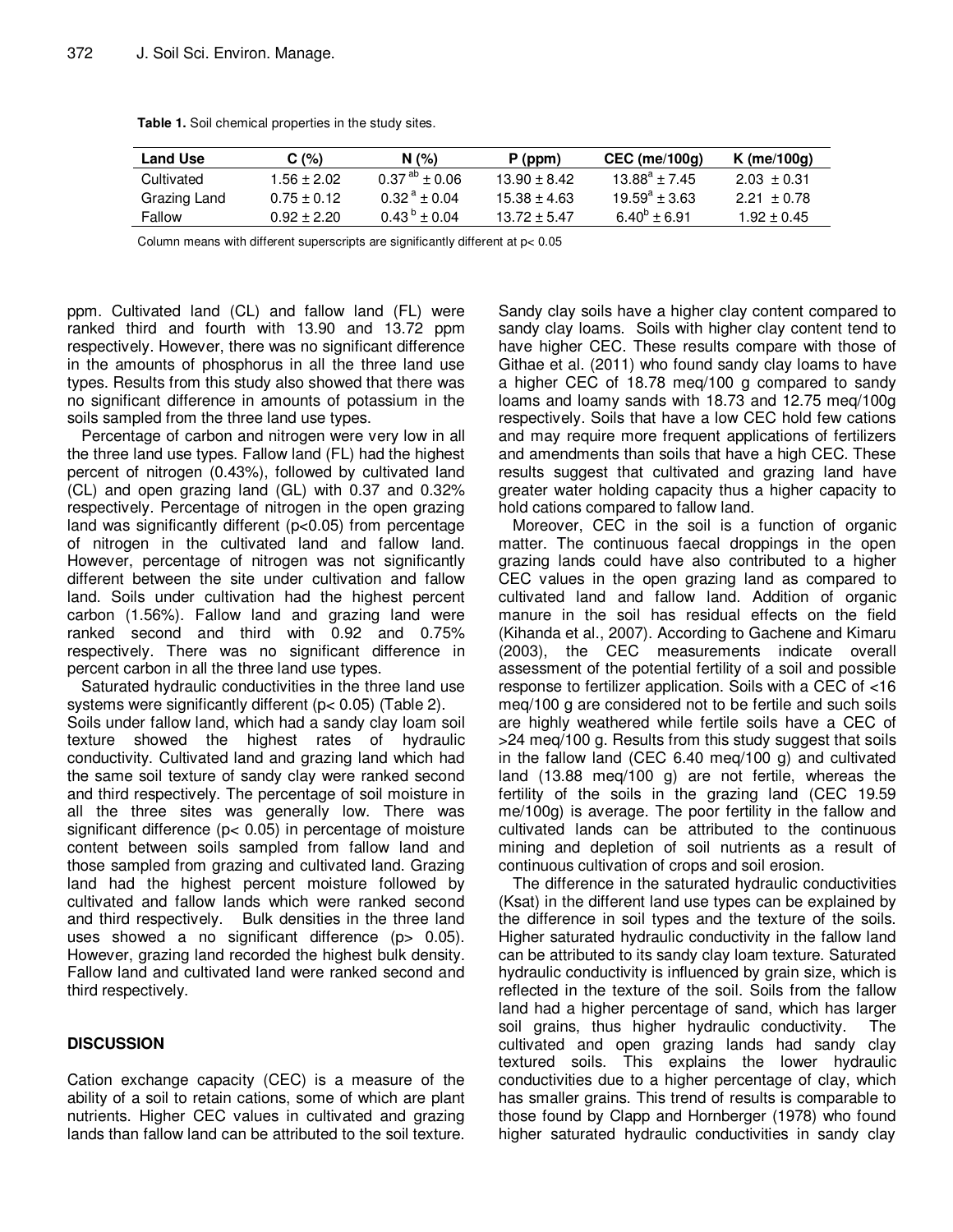**Table 1.** Soil chemical properties in the study sites.

| Land Use | C (%) | N (%) | P (ppm) | CEC (me/100g) | K (me/100g) |
|---|---|---|---|---|---|
| Cultivated | 1.56 ± 2.02 | $0.37^{ab}$ ± 0.06 | 13.90 ± 8.42 | $13.88^{a}$ ± 7.45 | 2.03 ± 0.31 |
| Grazing Land | 0.75 ± 0.12 | $0.32^{a}$ ± 0.04 | 15.38 ± 4.63 | $19.59^{a}$ ± 3.63 | 2.21 ± 0.78 |
| Fallow | 0.92 ± 2.20 | $0.43^{b}$ ± 0.04 | 13.72 ± 5.47 | $6.40^{b}$ ± 6.91 | 1.92 ± 0.45 |

Column means with different superscripts are significantly different at $p < 0.05$

ppm. Cultivated land (CL) and fallow land (FL) were ranked third and fourth with 13.90 and 13.72 ppm respectively. However, there was no significant difference in the amounts of phosphorus in all the three land use types. Results from this study also showed that there was no significant difference in amounts of potassium in the soils sampled from the three land use types.

Percentage of carbon and nitrogen were very low in all the three land use types. Fallow land (FL) had the highest percent of nitrogen (0.43%), followed by cultivated land (CL) and open grazing land (GL) with 0.37 and 0.32% respectively. Percentage of nitrogen in the open grazing land was significantly different ($p<0.05$) from percentage of nitrogen in the cultivated land and fallow land. However, percentage of nitrogen was not significantly different between the site under cultivation and fallow land. Soils under cultivation had the highest percent carbon (1.56%). Fallow land and grazing land were ranked second and third with 0.92 and 0.75% respectively. There was no significant difference in percent carbon in all the three land use types.

Saturated hydraulic conductivities in the three land use systems were significantly different ($p< 0.05$) (Table 2). Soils under fallow land, which had a sandy clay loam soil texture showed the highest rates of hydraulic conductivity. Cultivated land and grazing land which had the same soil texture of sandy clay were ranked second and third respectively. The percentage of soil moisture in all the three sites was generally low. There was significant difference ($p< 0.05$) in percentage of moisture content between soils sampled from fallow land and those sampled from grazing and cultivated land. Grazing land had the highest percent moisture followed by cultivated and fallow lands which were ranked second and third respectively. Bulk densities in the three land uses showed a no significant difference ($p> 0.05$). However, grazing land recorded the highest bulk density. Fallow land and cultivated land were ranked second and third respectively.

## DISCUSSION

Cation exchange capacity (CEC) is a measure of the ability of a soil to retain cations, some of which are plant nutrients. Higher CEC values in cultivated and grazing lands than fallow land can be attributed to the soil texture. Sandy clay soils have a higher clay content compared to sandy clay loams. Soils with higher clay content tend to have higher CEC. These results compare with those of Githae et al. (2011) who found sandy clay loams to have a higher CEC of 18.78 meq/100 g compared to sandy loams and loamy sands with 18.73 and 12.75 meq/100g respectively. Soils that have a low CEC hold few cations and may require more frequent applications of fertilizers and amendments than soils that have a high CEC. These results suggest that cultivated and grazing land have greater water holding capacity thus a higher capacity to hold cations compared to fallow land.

Moreover, CEC in the soil is a function of organic matter. The continuous faecal droppings in the open grazing lands could have also contributed to a higher CEC values in the open grazing land as compared to cultivated land and fallow land. Addition of organic manure in the soil has residual effects on the field (Kihanda et al., 2007). According to Gachene and Kimaru (2003), the CEC measurements indicate overall assessment of the potential fertility of a soil and possible response to fertilizer application. Soils with a CEC of <16 meq/100 g are considered not to be fertile and such soils are highly weathered while fertile soils have a CEC of >24 meq/100 g. Results from this study suggest that soils in the fallow land (CEC 6.40 meq/100 g) and cultivated land (13.88 meq/100 g) are not fertile, whereas the fertility of the soils in the grazing land (CEC 19.59 me/100g) is average. The poor fertility in the fallow and cultivated lands can be attributed to the continuous mining and depletion of soil nutrients as a result of continuous cultivation of crops and soil erosion.

The difference in the saturated hydraulic conductivities (Ksat) in the different land use types can be explained by the difference in soil types and the texture of the soils. Higher saturated hydraulic conductivity in the fallow land can be attributed to its sandy clay loam texture. Saturated hydraulic conductivity is influenced by grain size, which is reflected in the texture of the soil. Soils from the fallow land had a higher percentage of sand, which has larger soil grains, thus higher hydraulic conductivity. The cultivated and open grazing lands had sandy clay textured soils. This explains the lower hydraulic conductivities due to a higher percentage of clay, which has smaller grains. This trend of results is comparable to those found by Clapp and Hornberger (1978) who found higher saturated hydraulic conductivities in sandy clay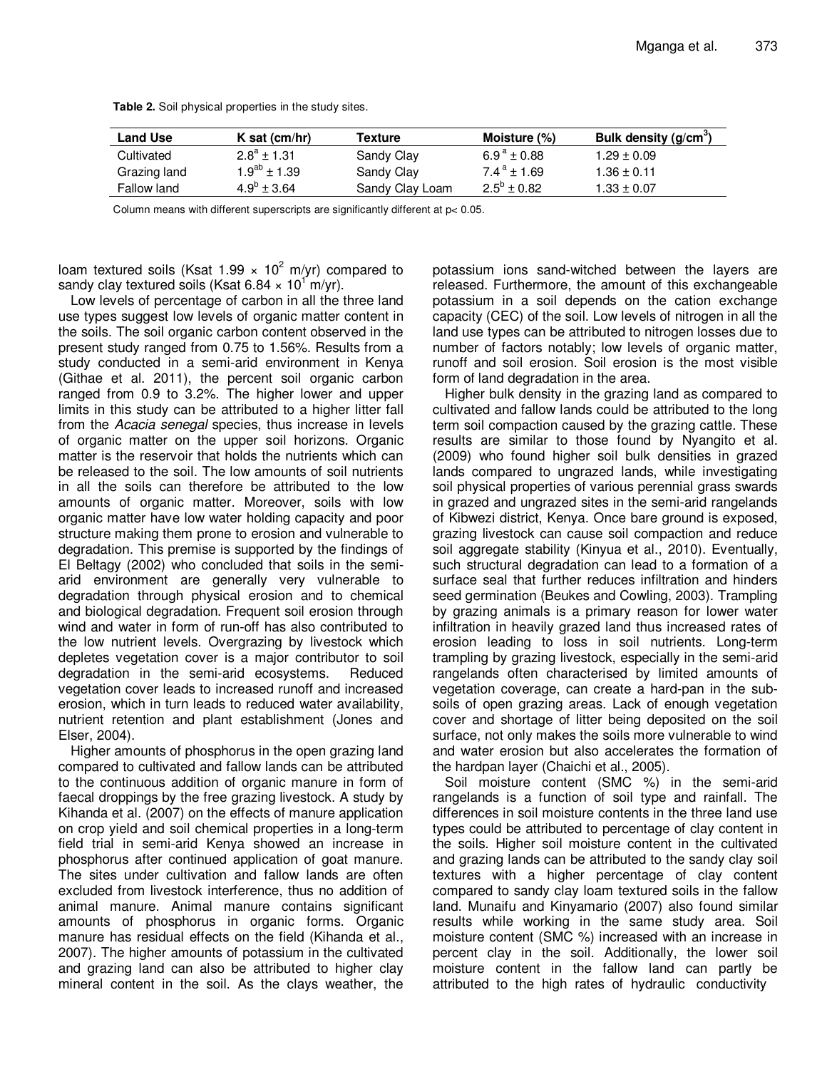**Table 2.** Soil physical properties in the study sites.

| Land Use | K sat (cm/hr) | Texture | Moisture (%) | Bulk density ($g/cm^3$) |
|---|---|---|---|---|
| Cultivated | $2.8^a \pm 1.31$ | Sandy Clay | $6.9^a \pm 0.88$ | $1.29 \pm 0.09$ |
| Grazing land | $1.9^{ab} \pm 1.39$ | Sandy Clay | $7.4^a \pm 1.69$ | $1.36 \pm 0.11$ |
| Fallow land | $4.9^b \pm 3.64$ | Sandy Clay Loam | $2.5^b \pm 0.82$ | $1.33 \pm 0.07$ |

Column means with different superscripts are significantly different at $p < 0.05$.

loam textured soils (Ksat $1.99 \times 10^2$ m/yr) compared to sandy clay textured soils (Ksat $6.84 \times 10^1$ m/yr).

Low levels of percentage of carbon in all the three land use types suggest low levels of organic matter content in the soils. The soil organic carbon content observed in the present study ranged from 0.75 to 1.56%. Results from a study conducted in a semi-arid environment in Kenya (Githae et al. 2011), the percent soil organic carbon ranged from 0.9 to 3.2%. The higher lower and upper limits in this study can be attributed to a higher litter fall from the *Acacia senegal* species, thus increase in levels of organic matter on the upper soil horizons. Organic matter is the reservoir that holds the nutrients which can be released to the soil. The low amounts of soil nutrients in all the soils can therefore be attributed to the low amounts of organic matter. Moreover, soils with low organic matter have low water holding capacity and poor structure making them prone to erosion and vulnerable to degradation. This premise is supported by the findings of El Beltagy (2002) who concluded that soils in the semi-arid environment are generally very vulnerable to degradation through physical erosion and to chemical and biological degradation. Frequent soil erosion through wind and water in form of run-off has also contributed to the low nutrient levels. Overgrazing by livestock which depletes vegetation cover is a major contributor to soil degradation in the semi-arid ecosystems. Reduced vegetation cover leads to increased runoff and increased erosion, which in turn leads to reduced water availability, nutrient retention and plant establishment (Jones and Elser, 2004).

Higher amounts of phosphorus in the open grazing land compared to cultivated and fallow lands can be attributed to the continuous addition of organic manure in form of faecal droppings by the free grazing livestock. A study by Kihanda et al. (2007) on the effects of manure application on crop yield and soil chemical properties in a long-term field trial in semi-arid Kenya showed an increase in phosphorus after continued application of goat manure. The sites under cultivation and fallow lands are often excluded from livestock interference, thus no addition of animal manure. Animal manure contains significant amounts of phosphorus in organic forms. Organic manure has residual effects on the field (Kihanda et al., 2007). The higher amounts of potassium in the cultivated and grazing land can also be attributed to higher clay mineral content in the soil. As the clays weather, the potassium ions sand-witched between the layers are released. Furthermore, the amount of this exchangeable potassium in a soil depends on the cation exchange capacity (CEC) of the soil. Low levels of nitrogen in all the land use types can be attributed to nitrogen losses due to number of factors notably; low levels of organic matter, runoff and soil erosion. Soil erosion is the most visible form of land degradation in the area.

Higher bulk density in the grazing land as compared to cultivated and fallow lands could be attributed to the long term soil compaction caused by the grazing cattle. These results are similar to those found by Nyangito et al. (2009) who found higher soil bulk densities in grazed lands compared to ungrazed lands, while investigating soil physical properties of various perennial grass swards in grazed and ungrazed sites in the semi-arid rangelands of Kibwezi district, Kenya. Once bare ground is exposed, grazing livestock can cause soil compaction and reduce soil aggregate stability (Kinyua et al., 2010). Eventually, such structural degradation can lead to a formation of a surface seal that further reduces infiltration and hinders seed germination (Beukes and Cowling, 2003). Trampling by grazing animals is a primary reason for lower water infiltration in heavily grazed land thus increased rates of erosion leading to loss in soil nutrients. Long-term trampling by grazing livestock, especially in the semi-arid rangelands often characterised by limited amounts of vegetation coverage, can create a hard-pan in the sub-soils of open grazing areas. Lack of enough vegetation cover and shortage of litter being deposited on the soil surface, not only makes the soils more vulnerable to wind and water erosion but also accelerates the formation of the hardpan layer (Chaichi et al., 2005).

Soil moisture content (SMC %) in the semi-arid rangelands is a function of soil type and rainfall. The differences in soil moisture contents in the three land use types could be attributed to percentage of clay content in the soils. Higher soil moisture content in the cultivated and grazing lands can be attributed to the sandy clay soil textures with a higher percentage of clay content compared to sandy clay loam textured soils in the fallow land. Munaifu and Kinyamario (2007) also found similar results while working in the same study area. Soil moisture content (SMC %) increased with an increase in percent clay in the soil. Additionally, the lower soil moisture content in the fallow land can partly be attributed to the high rates of hydraulic conductivity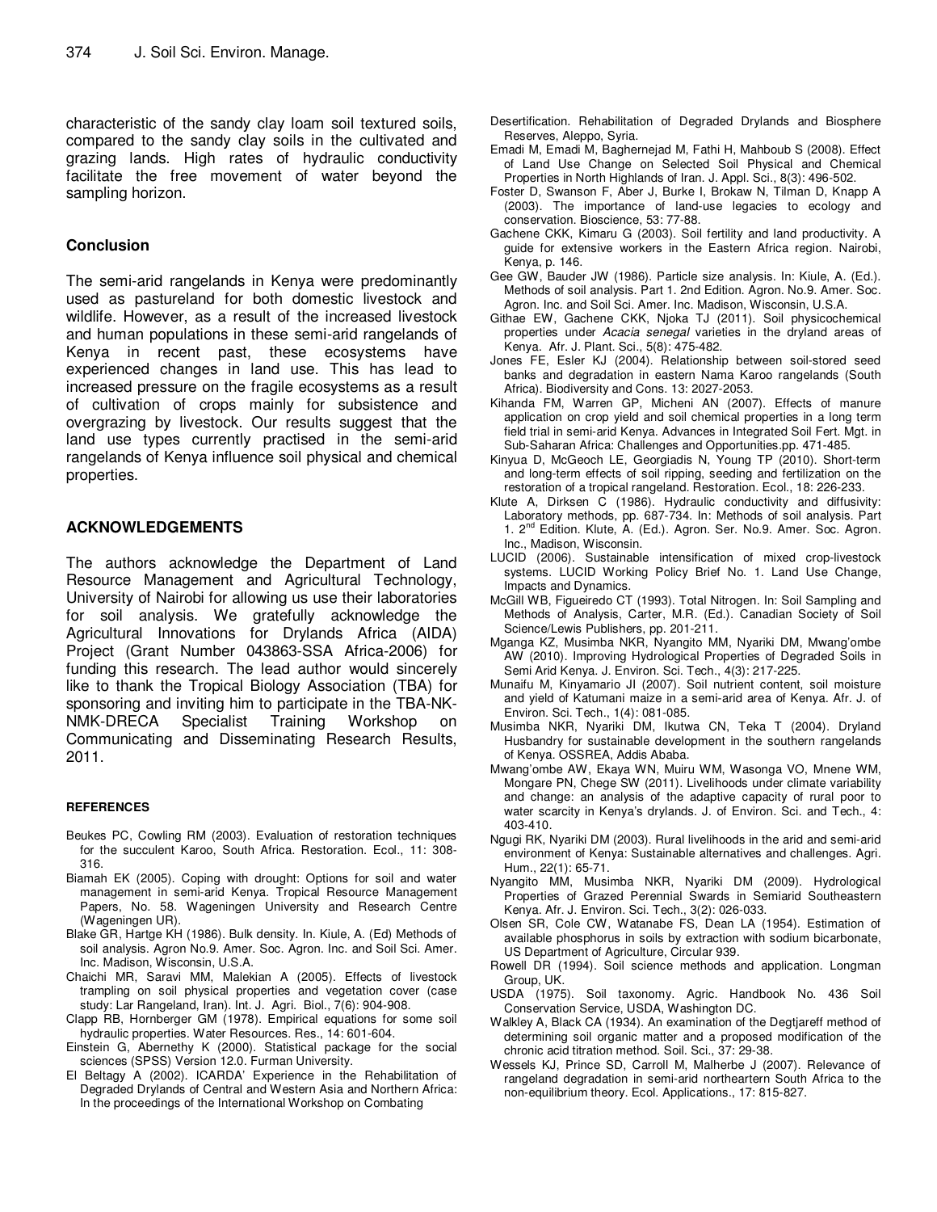characteristic of the sandy clay loam soil textured soils, compared to the sandy clay soils in the cultivated and grazing lands. High rates of hydraulic conductivity facilitate the free movement of water beyond the sampling horizon.

## Conclusion

The semi-arid rangelands in Kenya were predominantly used as pastureland for both domestic livestock and wildlife. However, as a result of the increased livestock and human populations in these semi-arid rangelands of Kenya in recent past, these ecosystems have experienced changes in land use. This has lead to increased pressure on the fragile ecosystems as a result of cultivation of crops mainly for subsistence and overgrazing by livestock. Our results suggest that the land use types currently practised in the semi-arid rangelands of Kenya influence soil physical and chemical properties.

## ACKNOWLEDGEMENTS

The authors acknowledge the Department of Land Resource Management and Agricultural Technology, University of Nairobi for allowing us use their laboratories for soil analysis. We gratefully acknowledge the Agricultural Innovations for Drylands Africa (AIDA) Project (Grant Number 043863-SSA Africa-2006) for funding this research. The lead author would sincerely like to thank the Tropical Biology Association (TBA) for sponsoring and inviting him to participate in the TBA-NK-NMK-DRECA Specialist Training Workshop on Communicating and Disseminating Research Results, 2011.

## REFERENCES

Beukes PC, Cowling RM (2003). Evaluation of restoration techniques for the succulent Karoo, South Africa. Restoration. Ecol., 11: 308-316.

Biamah EK (2005). Coping with drought: Options for soil and water management in semi-arid Kenya. Tropical Resource Management Papers, No. 58. Wageningen University and Research Centre (Wageningen UR).

Blake GR, Hartge KH (1986). Bulk density. In. Kiule, A. (Ed) Methods of soil analysis. Agron No.9. Amer. Soc. Agron. Inc. and Soil Sci. Amer. Inc. Madison, Wisconsin, U.S.A.

Chaichi MR, Saravi MM, Malekian A (2005). Effects of livestock trampling on soil physical properties and vegetation cover (case study: Lar Rangeland, Iran). Int. J. Agri. Biol., 7(6): 904-908.

Clapp RB, Hornberger GM (1978). Empirical equations for some soil hydraulic properties. Water Resources. Res., 14: 601-604.

Einstein G, Abernethy K (2000). Statistical package for the social sciences (SPSS) Version 12.0. Furman University.

El Beltagy A (2002). ICARDA' Experience in the Rehabilitation of Degraded Drylands of Central and Western Asia and Northern Africa: In the proceedings of the International Workshop on Combating Desertification. Rehabilitation of Degraded Drylands and Biosphere Reserves, Aleppo, Syria.

Emadi M, Emadi M, Baghernejad M, Fathi H, Mahboub S (2008). Effect of Land Use Change on Selected Soil Physical and Chemical Properties in North Highlands of Iran. J. Appl. Sci., 8(3): 496-502.

Foster D, Swanson F, Aber J, Burke I, Brokaw N, Tilman D, Knapp A (2003). The importance of land-use legacies to ecology and conservation. Bioscience, 53: 77-88.

Gachene CKK, Kimaru G (2003). Soil fertility and land productivity. A guide for extensive workers in the Eastern Africa region. Nairobi, Kenya, p. 146.

Gee GW, Bauder JW (1986). Particle size analysis. In: Kiule, A. (Ed.). Methods of soil analysis. Part 1. 2nd Edition. Agron. No.9. Amer. Soc. Agron. Inc. and Soil Sci. Amer. Inc. Madison, Wisconsin, U.S.A.

Githae EW, Gachene CKK, Njoka TJ (2011). Soil physicochemical properties under *Acacia senegal* varieties in the dryland areas of Kenya. Afr. J. Plant. Sci., 5(8): 475-482.

Jones FE, Esler KJ (2004). Relationship between soil-stored seed banks and degradation in eastern Nama Karoo rangelands (South Africa). Biodiversity and Cons. 13: 2027-2053.

Kihanda FM, Warren GP, Micheni AN (2007). Effects of manure application on crop yield and soil chemical properties in a long term field trial in semi-arid Kenya. Advances in Integrated Soil Fert. Mgt. in Sub-Saharan Africa: Challenges and Opportunities.pp. 471-485.

Kinyua D, McGeoch LE, Georgiadis N, Young TP (2010). Short-term and long-term effects of soil ripping, seeding and fertilization on the restoration of a tropical rangeland. Restoration. Ecol., 18: 226-233.

Klute A, Dirksen C (1986). Hydraulic conductivity and diffusivity: Laboratory methods, pp. 687-734. In: Methods of soil analysis. Part 1. 2nd Edition. Klute, A. (Ed.). Agron. Ser. No.9. Amer. Soc. Agron. Inc., Madison, Wisconsin.

LUCID (2006). Sustainable intensification of mixed crop-livestock systems. LUCID Working Policy Brief No. 1. Land Use Change, Impacts and Dynamics.

McGill WB, Figueiredo CT (1993). Total Nitrogen. In: Soil Sampling and Methods of Analysis, Carter, M.R. (Ed.). Canadian Society of Soil Science/Lewis Publishers, pp. 201-211.

Mganga KZ, Musimba NKR, Nyangito MM, Nyariki DM, Mwang'ombe AW (2010). Improving Hydrological Properties of Degraded Soils in Semi Arid Kenya. J. Environ. Sci. Tech., 4(3): 217-225.

Munaifu M, Kinyamario JI (2007). Soil nutrient content, soil moisture and yield of Katumani maize in a semi-arid area of Kenya. Afr. J. of Environ. Sci. Tech., 1(4): 081-085.

Musimba NKR, Nyariki DM, Ikutwa CN, Teka T (2004). Dryland Husbandry for sustainable development in the southern rangelands of Kenya. OSSREA, Addis Ababa.

Mwang'ombe AW, Ekaya WN, Muiru WM, Wasonga VO, Mnene WM, Mongare PN, Chege SW (2011). Livelihoods under climate variability and change: an analysis of the adaptive capacity of rural poor to water scarcity in Kenya's drylands. J. of Environ. Sci. and Tech., 4: 403-410.

Ngugi RK, Nyariki DM (2003). Rural livelihoods in the arid and semi-arid environment of Kenya: Sustainable alternatives and challenges. Agri. Hum., 22(1): 65-71.

Nyangito MM, Musimba NKR, Nyariki DM (2009). Hydrological Properties of Grazed Perennial Swards in Semiarid Southeastern Kenya. Afr. J. Environ. Sci. Tech., 3(2): 026-033.

Olsen SR, Cole CW, Watanabe FS, Dean LA (1954). Estimation of available phosphorus in soils by extraction with sodium bicarbonate, US Department of Agriculture, Circular 939.

Rowell DR (1994). Soil science methods and application. Longman Group, UK.

USDA (1975). Soil taxonomy. Agric. Handbook No. 436 Soil Conservation Service, USDA, Washington DC.

Walkley A, Black CA (1934). An examination of the Degtjareff method of determining soil organic matter and a proposed modification of the chronic acid titration method. Soil. Sci., 37: 29-38.

Wessels KJ, Prince SD, Carroll M, Malherbe J (2007). Relevance of rangeland degradation in semi-arid northeartern South Africa to the non-equilibrium theory. Ecol. Applications., 17: 815-827.